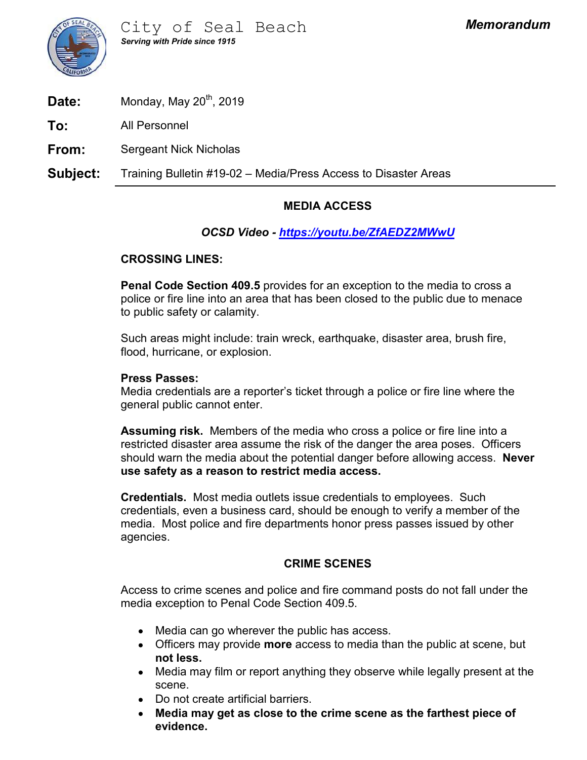# City of Seal Beach

***Serving with Pride since 1915***

***Memorandum***

**Date:** Monday, May 20th, 2019

**To:** All Personnel

**From:** Sergeant Nick Nicholas

**Subject:** Training Bulletin #19-02 – Media/Press Access to Disaster Areas

---

## MEDIA ACCESS

***OCSD Video - [https://youtu.be/ZfAEDZ2MWwU](https://youtu.be/ZfAEDZ2MWwU)***

### CROSSING LINES:

**Penal Code Section 409.5** provides for an exception to the media to cross a police or fire line into an area that has been closed to the public due to menace to public safety or calamity.

Such areas might include: train wreck, earthquake, disaster area, brush fire, flood, hurricane, or explosion.

**Press Passes:**
Media credentials are a reporter's ticket through a police or fire line where the general public cannot enter.

**Assuming risk.** Members of the media who cross a police or fire line into a restricted disaster area assume the risk of the danger the area poses. Officers should warn the media about the potential danger before allowing access. **Never use safety as a reason to restrict media access.**

**Credentials.** Most media outlets issue credentials to employees. Such credentials, even a business card, should be enough to verify a member of the media. Most police and fire departments honor press passes issued by other agencies.

## CRIME SCENES

Access to crime scenes and police and fire command posts do not fall under the media exception to Penal Code Section 409.5.

- Media can go wherever the public has access.
- Officers may provide **more** access to media than the public at scene, but **not less.**
- Media may film or report anything they observe while legally present at the scene.
- Do not create artificial barriers.
- **Media may get as close to the crime scene as the farthest piece of evidence.**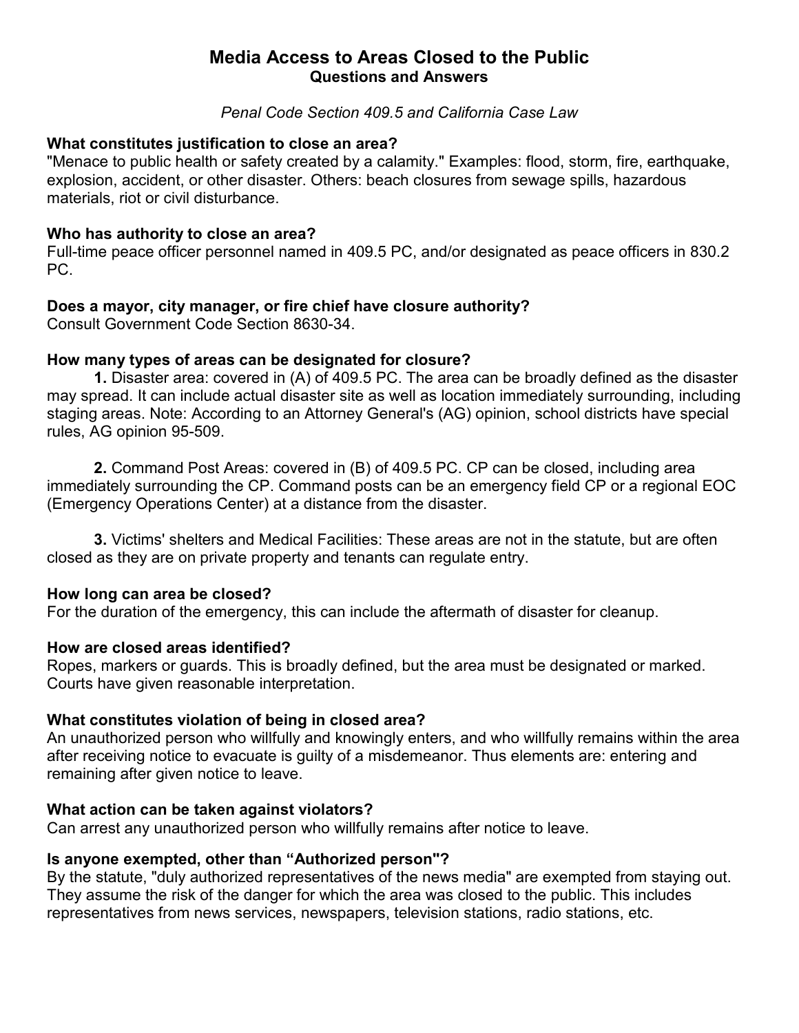# Media Access to Areas Closed to the Public

## Questions and Answers

*Penal Code Section 409.5 and California Case Law*

**What constitutes justification to close an area?**

"Menace to public health or safety created by a calamity." Examples: flood, storm, fire, earthquake, explosion, accident, or other disaster. Others: beach closures from sewage spills, hazardous materials, riot or civil disturbance.

**Who has authority to close an area?**

Full-time peace officer personnel named in 409.5 PC, and/or designated as peace officers in 830.2 PC.

**Does a mayor, city manager, or fire chief have closure authority?**

Consult Government Code Section 8630-34.

**How many types of areas can be designated for closure?**

**1.** Disaster area: covered in (A) of 409.5 PC. The area can be broadly defined as the disaster may spread. It can include actual disaster site as well as location immediately surrounding, including staging areas. Note: According to an Attorney General's (AG) opinion, school districts have special rules, AG opinion 95-509.

**2.** Command Post Areas: covered in (B) of 409.5 PC. CP can be closed, including area immediately surrounding the CP. Command posts can be an emergency field CP or a regional EOC (Emergency Operations Center) at a distance from the disaster.

**3.** Victims' shelters and Medical Facilities: These areas are not in the statute, but are often closed as they are on private property and tenants can regulate entry.

**How long can area be closed?**

For the duration of the emergency, this can include the aftermath of disaster for cleanup.

**How are closed areas identified?**

Ropes, markers or guards. This is broadly defined, but the area must be designated or marked. Courts have given reasonable interpretation.

**What constitutes violation of being in closed area?**

An unauthorized person who willfully and knowingly enters, and who willfully remains within the area after receiving notice to evacuate is guilty of a misdemeanor. Thus elements are: entering and remaining after given notice to leave.

**What action can be taken against violators?**

Can arrest any unauthorized person who willfully remains after notice to leave.

**Is anyone exempted, other than "Authorized person"?**

By the statute, "duly authorized representatives of the news media" are exempted from staying out. They assume the risk of the danger for which the area was closed to the public. This includes representatives from news services, newspapers, television stations, radio stations, etc.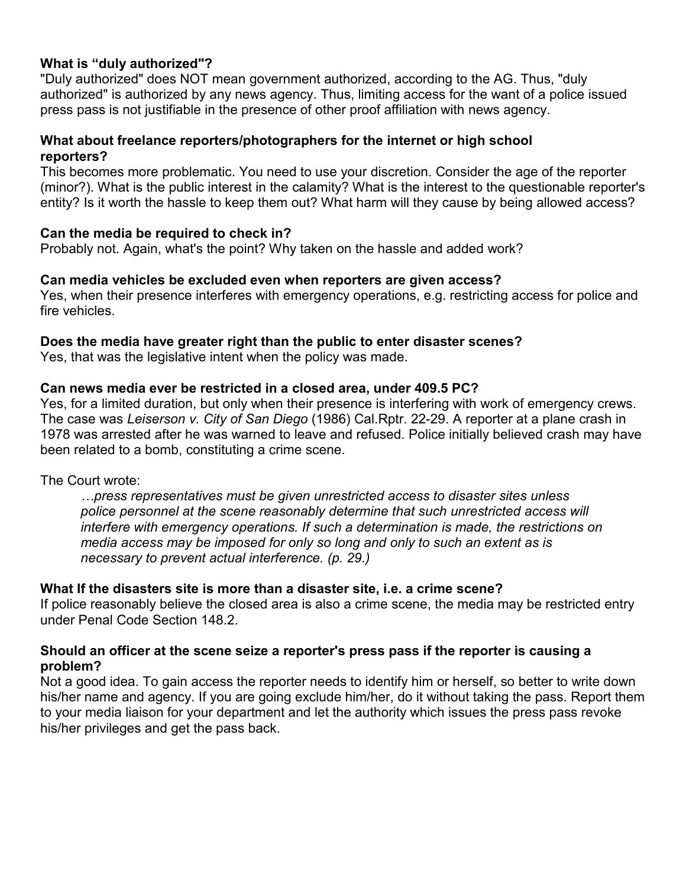**What is “duly authorized"?**

"Duly authorized" does NOT mean government authorized, according to the AG. Thus, "duly authorized" is authorized by any news agency. Thus, limiting access for the want of a police issued press pass is not justifiable in the presence of other proof affiliation with news agency.

**What about freelance reporters/photographers for the internet or high school reporters?**

This becomes more problematic. You need to use your discretion. Consider the age of the reporter (minor?). What is the public interest in the calamity? What is the interest to the questionable reporter's entity? Is it worth the hassle to keep them out? What harm will they cause by being allowed access?

**Can the media be required to check in?**

Probably not. Again, what's the point? Why taken on the hassle and added work?

**Can media vehicles be excluded even when reporters are given access?**

Yes, when their presence interferes with emergency operations, e.g. restricting access for police and fire vehicles.

**Does the media have greater right than the public to enter disaster scenes?**

Yes, that was the legislative intent when the policy was made.

**Can news media ever be restricted in a closed area, under 409.5 PC?**

Yes, for a limited duration, but only when their presence is interfering with work of emergency crews. The case was *Leiserson v. City of San Diego* (1986) Cal.Rptr. 22-29. A reporter at a plane crash in 1978 was arrested after he was warned to leave and refused. Police initially believed crash may have been related to a bomb, constituting a crime scene.

The Court wrote:

> *…press representatives must be given unrestricted access to disaster sites unless police personnel at the scene reasonably determine that such unrestricted access will interfere with emergency operations. If such a determination is made, the restrictions on media access may be imposed for only so long and only to such an extent as is necessary to prevent actual interference. (p. 29.)*

**What If the disasters site is more than a disaster site, i.e. a crime scene?**

If police reasonably believe the closed area is also a crime scene, the media may be restricted entry under Penal Code Section 148.2.

**Should an officer at the scene seize a reporter's press pass if the reporter is causing a problem?**

Not a good idea. To gain access the reporter needs to identify him or herself, so better to write down his/her name and agency. If you are going exclude him/her, do it without taking the pass. Report them to your media liaison for your department and let the authority which issues the press pass revoke his/her privileges and get the pass back.